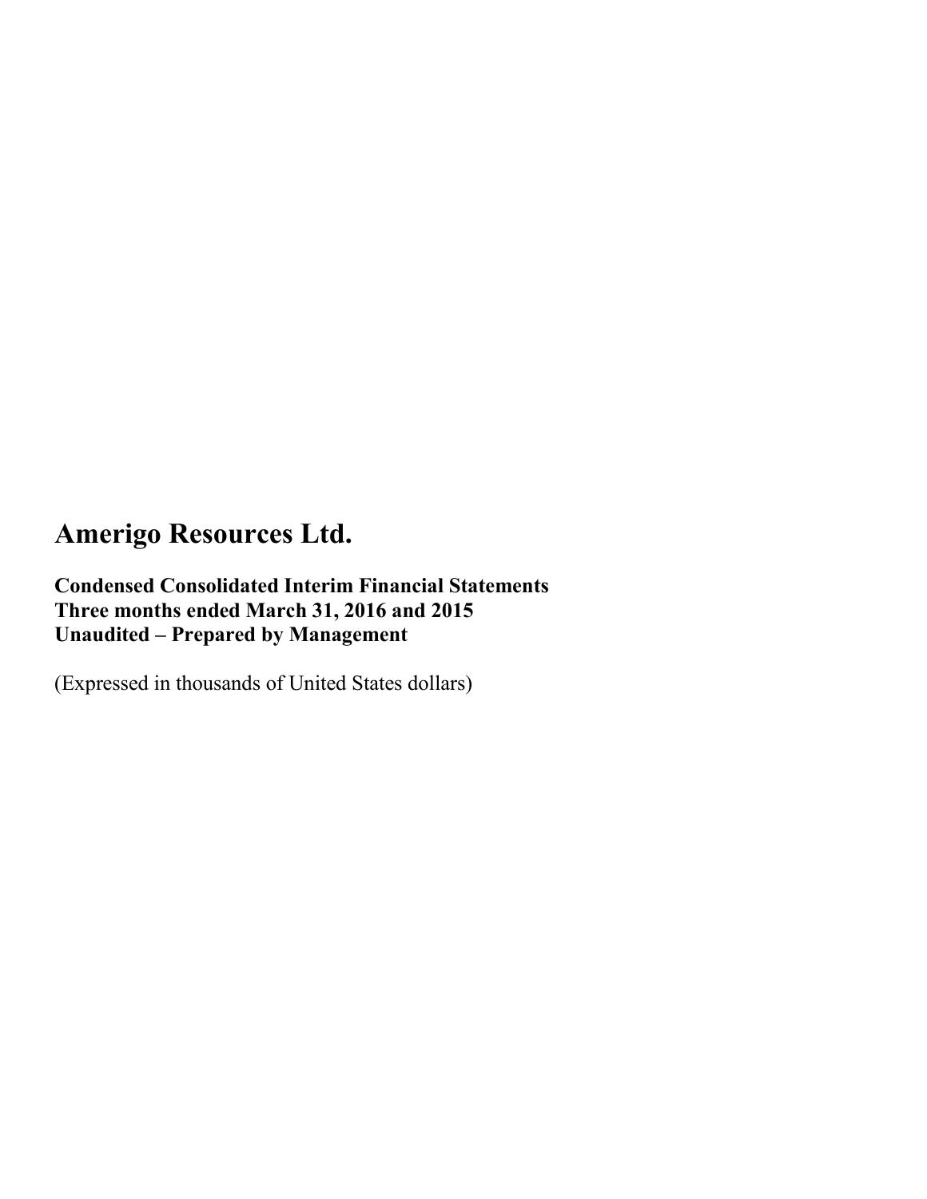# Amerigo Resources Ltd.

**Condensed Consolidated Interim Financial Statements**
**Three months ended March 31, 2016 and 2015**
**Unaudited – Prepared by Management**

(Expressed in thousands of United States dollars)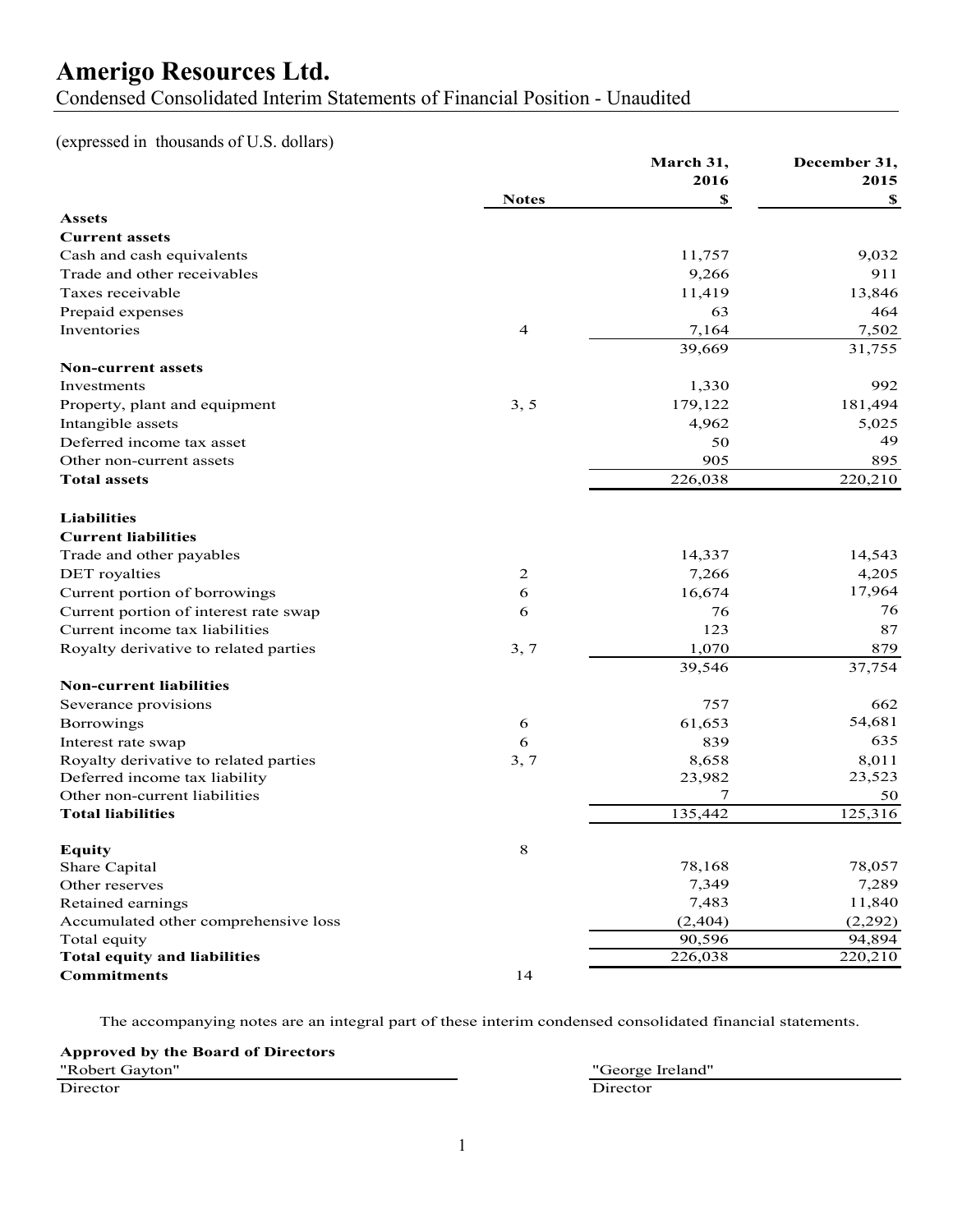# Amerigo Resources Ltd.

Condensed Consolidated Interim Statements of Financial Position - Unaudited

(expressed in thousands of U.S. dollars)

| | Notes | March 31, 2016 $ | December 31, 2015 $ |
|---|---|---|---|
| **Assets** | | | |
| **Current assets** | | | |
| Cash and cash equivalents | | 11,757 | 9,032 |
| Trade and other receivables | | 9,266 | 911 |
| Taxes receivable | | 11,419 | 13,846 |
| Prepaid expenses | | 63 | 464 |
| Inventories | 4 | 7,164 | 7,502 |
| | | 39,669 | 31,755 |
| **Non-current assets** | | | |
| Investments | | 1,330 | 992 |
| Property, plant and equipment | 3, 5 | 179,122 | 181,494 |
| Intangible assets | | 4,962 | 5,025 |
| Deferred income tax asset | | 50 | 49 |
| Other non-current assets | | 905 | 895 |
| **Total assets** | | 226,038 | 220,210 |
| **Liabilities** | | | |
| **Current liabilities** | | | |
| Trade and other payables | | 14,337 | 14,543 |
| DET royalties | 2 | 7,266 | 4,205 |
| Current portion of borrowings | 6 | 16,674 | 17,964 |
| Current portion of interest rate swap | 6 | 76 | 76 |
| Current income tax liabilities | | 123 | 87 |
| Royalty derivative to related parties | 3, 7 | 1,070 | 879 |
| | | 39,546 | 37,754 |
| **Non-current liabilities** | | | |
| Severance provisions | | 757 | 662 |
| Borrowings | 6 | 61,653 | 54,681 |
| Interest rate swap | 6 | 839 | 635 |
| Royalty derivative to related parties | 3, 7 | 8,658 | 8,011 |
| Deferred income tax liability | | 23,982 | 23,523 |
| Other non-current liabilities | | 7 | 50 |
| **Total liabilities** | | 135,442 | 125,316 |
| **Equity** | 8 | | |
| Share Capital | | 78,168 | 78,057 |
| Other reserves | | 7,349 | 7,289 |
| Retained earnings | | 7,483 | 11,840 |
| Accumulated other comprehensive loss | | (2,404) | (2,292) |
| Total equity | | 90,596 | 94,894 |
| **Total equity and liabilities** | | 226,038 | 220,210 |
| **Commitments** | 14 | | |

The accompanying notes are an integral part of these interim condensed consolidated financial statements.

**Approved by the Board of Directors**

| "Robert Gayton" | "George Ireland" |
|---|---|
| Director | Director |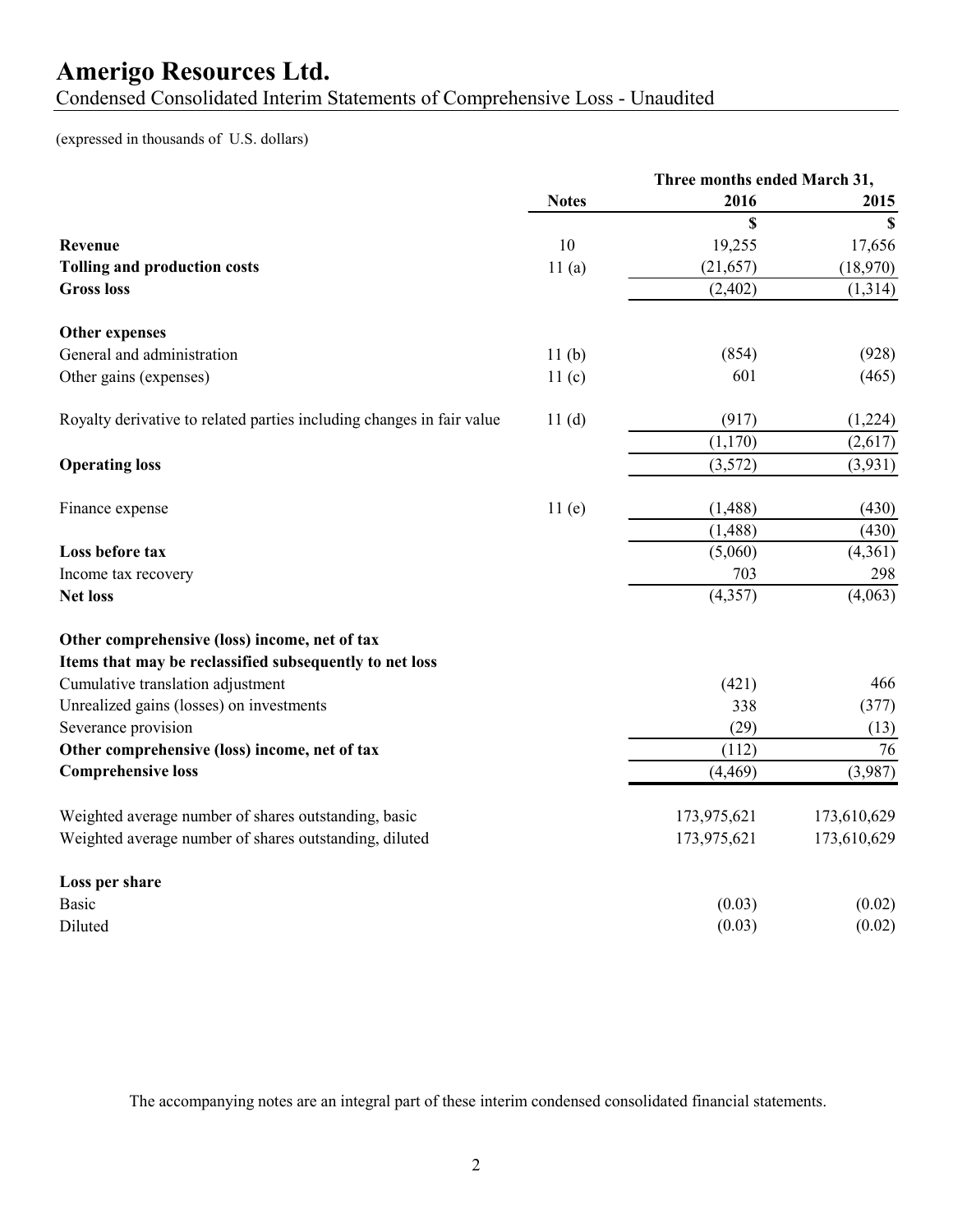# Amerigo Resources Ltd.

Condensed Consolidated Interim Statements of Comprehensive Loss - Unaudited

(expressed in thousands of U.S. dollars)

| | Notes | Three months ended March 31, 2016 | 2015 |
|---|---|---|---|
| | | $ | $ |
| **Revenue** | 10 | 19,255 | 17,656 |
| **Tolling and production costs** | 11 (a) | (21,657) | (18,970) |
| **Gross loss** | | (2,402) | (1,314) |
| **Other expenses** | | | |
| General and administration | 11 (b) | (854) | (928) |
| Other gains (expenses) | 11 (c) | 601 | (465) |
| Royalty derivative to related parties including changes in fair value | 11 (d) | (917) | (1,224) |
| | | (1,170) | (2,617) |
| **Operating loss** | | (3,572) | (3,931) |
| Finance expense | 11 (e) | (1,488) | (430) |
| | | (1,488) | (430) |
| **Loss before tax** | | (5,060) | (4,361) |
| Income tax recovery | | 703 | 298 |
| **Net loss** | | (4,357) | (4,063) |
| **Other comprehensive (loss) income, net of tax** | | | |
| **Items that may be reclassified subsequently to net loss** | | | |
| Cumulative translation adjustment | | (421) | 466 |
| Unrealized gains (losses) on investments | | 338 | (377) |
| Severance provision | | (29) | (13) |
| **Other comprehensive (loss) income, net of tax** | | (112) | 76 |
| **Comprehensive loss** | | (4,469) | (3,987) |
| Weighted average number of shares outstanding, basic | | 173,975,621 | 173,610,629 |
| Weighted average number of shares outstanding, diluted | | 173,975,621 | 173,610,629 |
| **Loss per share** | | | |
| Basic | | (0.03) | (0.02) |
| Diluted | | (0.03) | (0.02) |

The accompanying notes are an integral part of these interim condensed consolidated financial statements.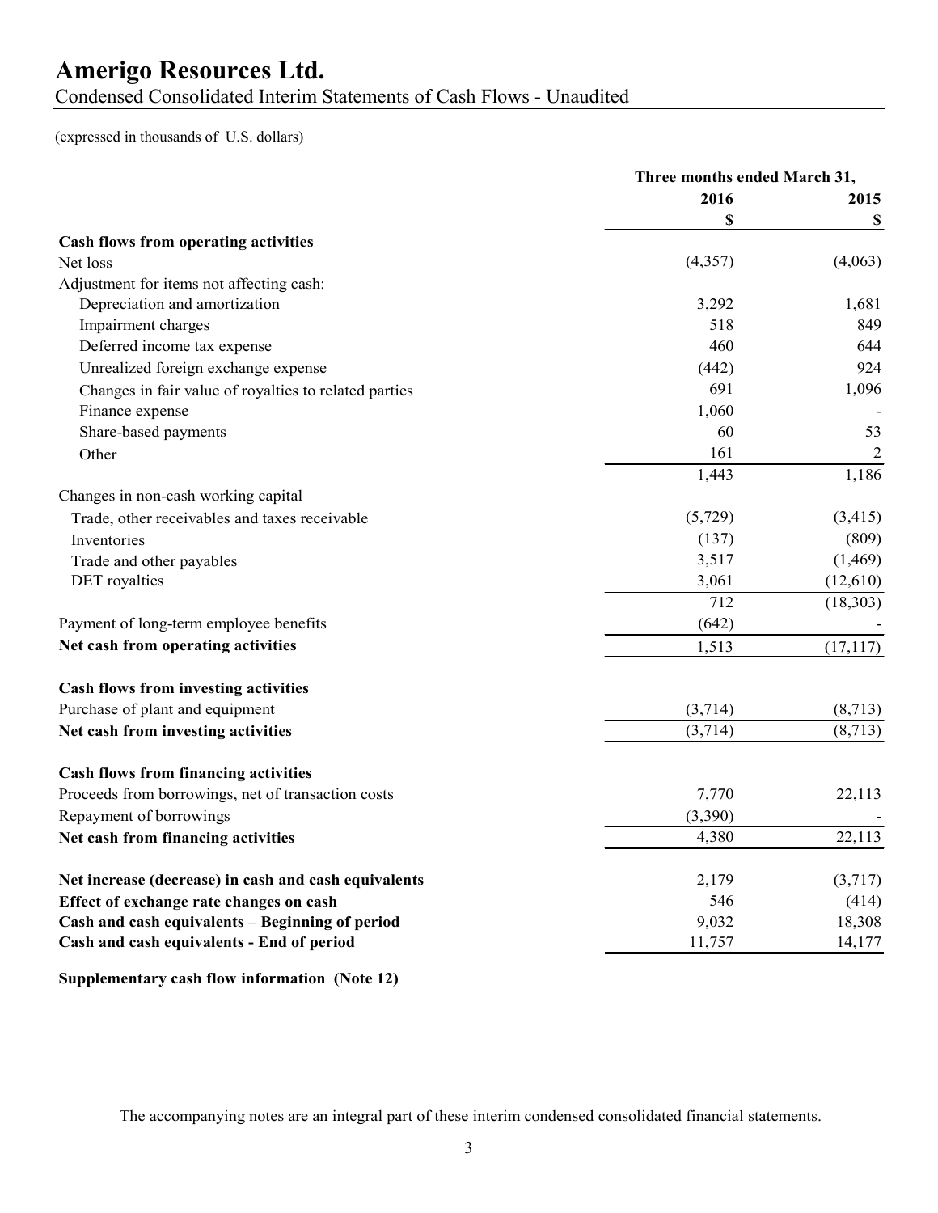# Amerigo Resources Ltd.

Condensed Consolidated Interim Statements of Cash Flows - Unaudited

(expressed in thousands of U.S. dollars)

| | Three months ended March 31, | |
|---|---|---|
| | 2016 | 2015 |
| | $ | $ |
| **Cash flows from operating activities** | | |
| Net loss | (4,357) | (4,063) |
| Adjustment for items not affecting cash: | | |
| Depreciation and amortization | 3,292 | 1,681 |
| Impairment charges | 518 | 849 |
| Deferred income tax expense | 460 | 644 |
| Unrealized foreign exchange expense | (442) | 924 |
| Changes in fair value of royalties to related parties | 691 | 1,096 |
| Finance expense | 1,060 | - |
| Share-based payments | 60 | 53 |
| Other | 161 | 2 |
| | 1,443 | 1,186 |
| Changes in non-cash working capital | | |
| Trade, other receivables and taxes receivable | (5,729) | (3,415) |
| Inventories | (137) | (809) |
| Trade and other payables | 3,517 | (1,469) |
| DET royalties | 3,061 | (12,610) |
| | 712 | (18,303) |
| Payment of long-term employee benefits | (642) | - |
| **Net cash from operating activities** | 1,513 | (17,117) |
| **Cash flows from investing activities** | | |
| Purchase of plant and equipment | (3,714) | (8,713) |
| **Net cash from investing activities** | (3,714) | (8,713) |
| **Cash flows from financing activities** | | |
| Proceeds from borrowings, net of transaction costs | 7,770 | 22,113 |
| Repayment of borrowings | (3,390) | - |
| **Net cash from financing activities** | 4,380 | 22,113 |
| **Net increase (decrease) in cash and cash equivalents** | 2,179 | (3,717) |
| **Effect of exchange rate changes on cash** | 546 | (414) |
| **Cash and cash equivalents – Beginning of period** | 9,032 | 18,308 |
| **Cash and cash equivalents - End of period** | 11,757 | 14,177 |

**Supplementary cash flow information (Note 12)**

The accompanying notes are an integral part of these interim condensed consolidated financial statements.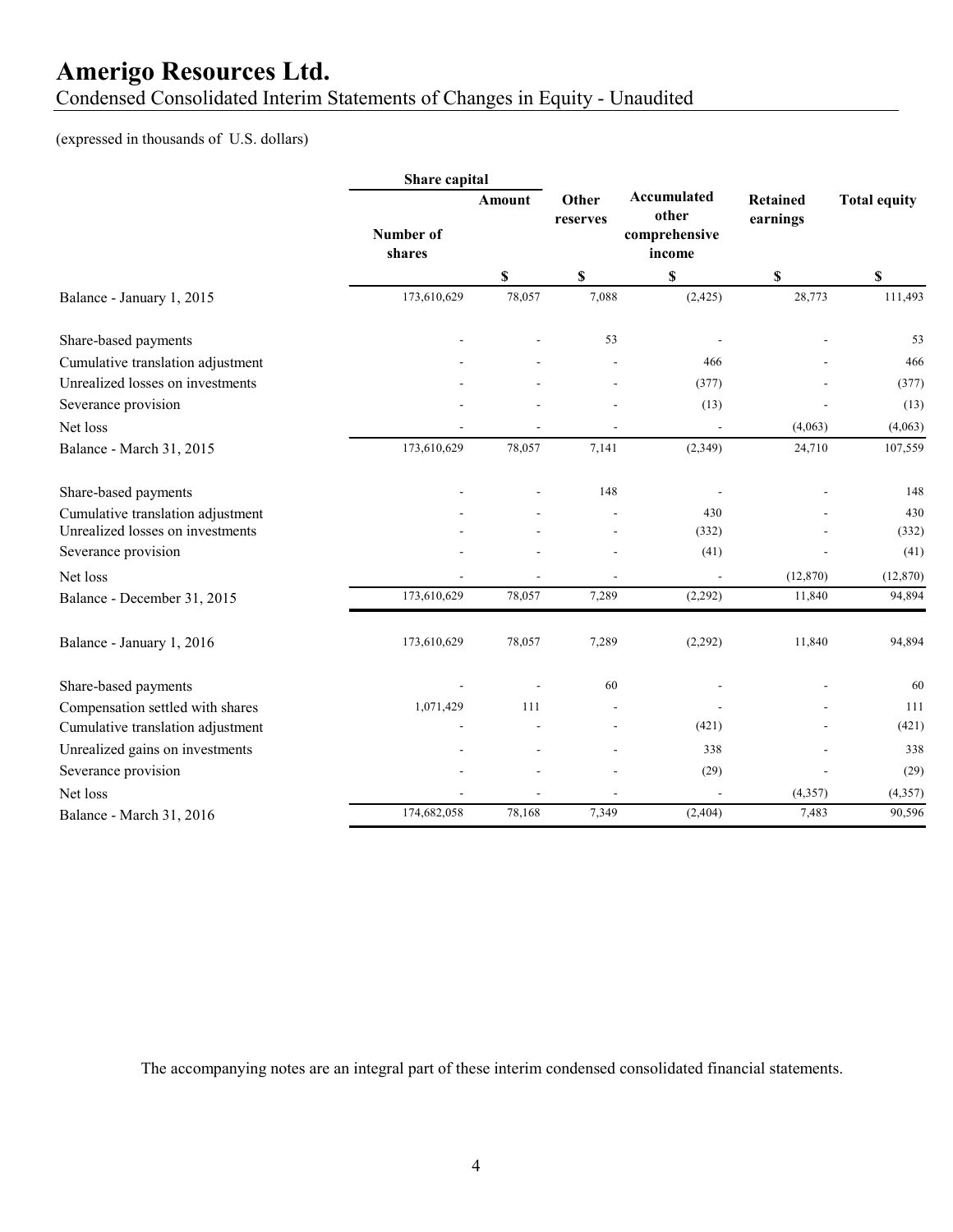# Amerigo Resources Ltd.

Condensed Consolidated Interim Statements of Changes in Equity - Unaudited

(expressed in thousands of U.S. dollars)

| | Share capital | | Other reserves | Accumulated other comprehensive income | Retained earnings | Total equity |
|---|---|---|---|---|---|---|
| | Number of shares | Amount | | | | |
| | | $ | $ | $ | $ | $ |
| Balance - January 1, 2015 | 173,610,629 | 78,057 | 7,088 | (2,425) | 28,773 | 111,493 |
| Share-based payments | - | - | 53 | - | - | 53 |
| Cumulative translation adjustment | - | - | - | 466 | - | 466 |
| Unrealized losses on investments | - | - | - | (377) | - | (377) |
| Severance provision | - | - | - | (13) | - | (13) |
| Net loss | - | - | - | - | (4,063) | (4,063) |
| Balance - March 31, 2015 | 173,610,629 | 78,057 | 7,141 | (2,349) | 24,710 | 107,559 |
| Share-based payments | - | - | 148 | - | - | 148 |
| Cumulative translation adjustment | - | - | - | 430 | - | 430 |
| Unrealized losses on investments | - | - | - | (332) | - | (332) |
| Severance provision | - | - | - | (41) | - | (41) |
| Net loss | - | - | - | - | (12,870) | (12,870) |
| Balance - December 31, 2015 | 173,610,629 | 78,057 | 7,289 | (2,292) | 11,840 | 94,894 |
| Balance - January 1, 2016 | 173,610,629 | 78,057 | 7,289 | (2,292) | 11,840 | 94,894 |
| Share-based payments | - | - | 60 | - | - | 60 |
| Compensation settled with shares | 1,071,429 | 111 | - | - | - | 111 |
| Cumulative translation adjustment | - | - | - | (421) | - | (421) |
| Unrealized gains on investments | - | - | - | 338 | - | 338 |
| Severance provision | - | - | - | (29) | - | (29) |
| Net loss | - | - | - | - | (4,357) | (4,357) |
| Balance - March 31, 2016 | 174,682,058 | 78,168 | 7,349 | (2,404) | 7,483 | 90,596 |

The accompanying notes are an integral part of these interim condensed consolidated financial statements.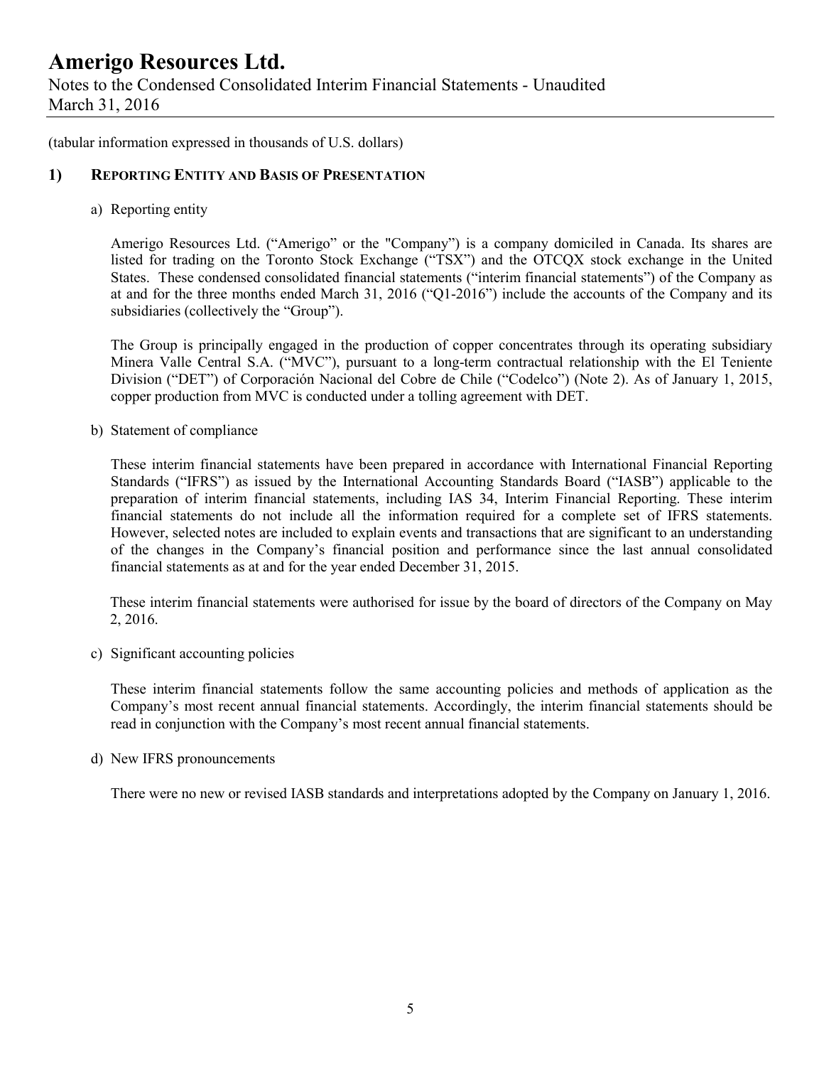(tabular information expressed in thousands of U.S. dollars)

## 1) REPORTING ENTITY AND BASIS OF PRESENTATION

a) Reporting entity

Amerigo Resources Ltd. ("Amerigo" or the "Company") is a company domiciled in Canada. Its shares are listed for trading on the Toronto Stock Exchange ("TSX") and the OTCQX stock exchange in the United States. These condensed consolidated financial statements ("interim financial statements") of the Company as at and for the three months ended March 31, 2016 ("Q1-2016") include the accounts of the Company and its subsidiaries (collectively the "Group").

The Group is principally engaged in the production of copper concentrates through its operating subsidiary Minera Valle Central S.A. ("MVC"), pursuant to a long-term contractual relationship with the El Teniente Division ("DET") of Corporación Nacional del Cobre de Chile ("Codelco") (Note 2). As of January 1, 2015, copper production from MVC is conducted under a tolling agreement with DET.

b) Statement of compliance

These interim financial statements have been prepared in accordance with International Financial Reporting Standards ("IFRS") as issued by the International Accounting Standards Board ("IASB") applicable to the preparation of interim financial statements, including IAS 34, Interim Financial Reporting. These interim financial statements do not include all the information required for a complete set of IFRS statements. However, selected notes are included to explain events and transactions that are significant to an understanding of the changes in the Company's financial position and performance since the last annual consolidated financial statements as at and for the year ended December 31, 2015.

These interim financial statements were authorised for issue by the board of directors of the Company on May 2, 2016.

c) Significant accounting policies

These interim financial statements follow the same accounting policies and methods of application as the Company's most recent annual financial statements. Accordingly, the interim financial statements should be read in conjunction with the Company's most recent annual financial statements.

d) New IFRS pronouncements

There were no new or revised IASB standards and interpretations adopted by the Company on January 1, 2016.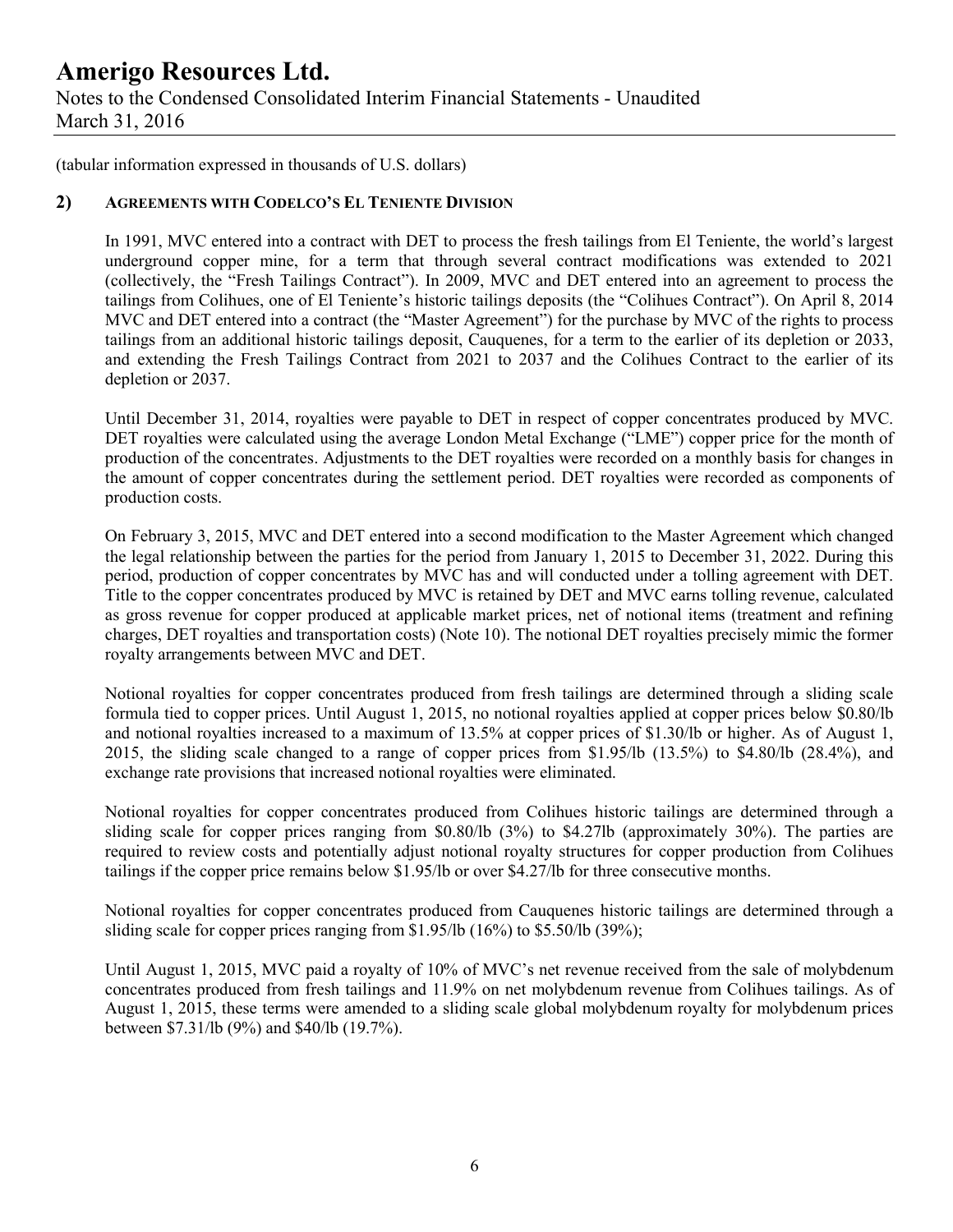(tabular information expressed in thousands of U.S. dollars)

## 2) AGREEMENTS WITH CODELCO'S EL TENIENTE DIVISION

In 1991, MVC entered into a contract with DET to process the fresh tailings from El Teniente, the world's largest underground copper mine, for a term that through several contract modifications was extended to 2021 (collectively, the "Fresh Tailings Contract"). In 2009, MVC and DET entered into an agreement to process the tailings from Colihues, one of El Teniente's historic tailings deposits (the "Colihues Contract"). On April 8, 2014 MVC and DET entered into a contract (the "Master Agreement") for the purchase by MVC of the rights to process tailings from an additional historic tailings deposit, Cauquenes, for a term to the earlier of its depletion or 2033, and extending the Fresh Tailings Contract from 2021 to 2037 and the Colihues Contract to the earlier of its depletion or 2037.

Until December 31, 2014, royalties were payable to DET in respect of copper concentrates produced by MVC. DET royalties were calculated using the average London Metal Exchange ("LME") copper price for the month of production of the concentrates. Adjustments to the DET royalties were recorded on a monthly basis for changes in the amount of copper concentrates during the settlement period. DET royalties were recorded as components of production costs.

On February 3, 2015, MVC and DET entered into a second modification to the Master Agreement which changed the legal relationship between the parties for the period from January 1, 2015 to December 31, 2022. During this period, production of copper concentrates by MVC has and will conducted under a tolling agreement with DET. Title to the copper concentrates produced by MVC is retained by DET and MVC earns tolling revenue, calculated as gross revenue for copper produced at applicable market prices, net of notional items (treatment and refining charges, DET royalties and transportation costs) (Note 10). The notional DET royalties precisely mimic the former royalty arrangements between MVC and DET.

Notional royalties for copper concentrates produced from fresh tailings are determined through a sliding scale formula tied to copper prices. Until August 1, 2015, no notional royalties applied at copper prices below $0.80/lb and notional royalties increased to a maximum of 13.5% at copper prices of $1.30/lb or higher. As of August 1, 2015, the sliding scale changed to a range of copper prices from $1.95/lb (13.5%) to $4.80/lb (28.4%), and exchange rate provisions that increased notional royalties were eliminated.

Notional royalties for copper concentrates produced from Colihues historic tailings are determined through a sliding scale for copper prices ranging from $0.80/lb (3%) to $4.27lb (approximately 30%). The parties are required to review costs and potentially adjust notional royalty structures for copper production from Colihues tailings if the copper price remains below $1.95/lb or over $4.27/lb for three consecutive months.

Notional royalties for copper concentrates produced from Cauquenes historic tailings are determined through a sliding scale for copper prices ranging from $1.95/lb (16%) to $5.50/lb (39%);

Until August 1, 2015, MVC paid a royalty of 10% of MVC's net revenue received from the sale of molybdenum concentrates produced from fresh tailings and 11.9% on net molybdenum revenue from Colihues tailings. As of August 1, 2015, these terms were amended to a sliding scale global molybdenum royalty for molybdenum prices between $7.31/lb (9%) and $40/lb (19.7%).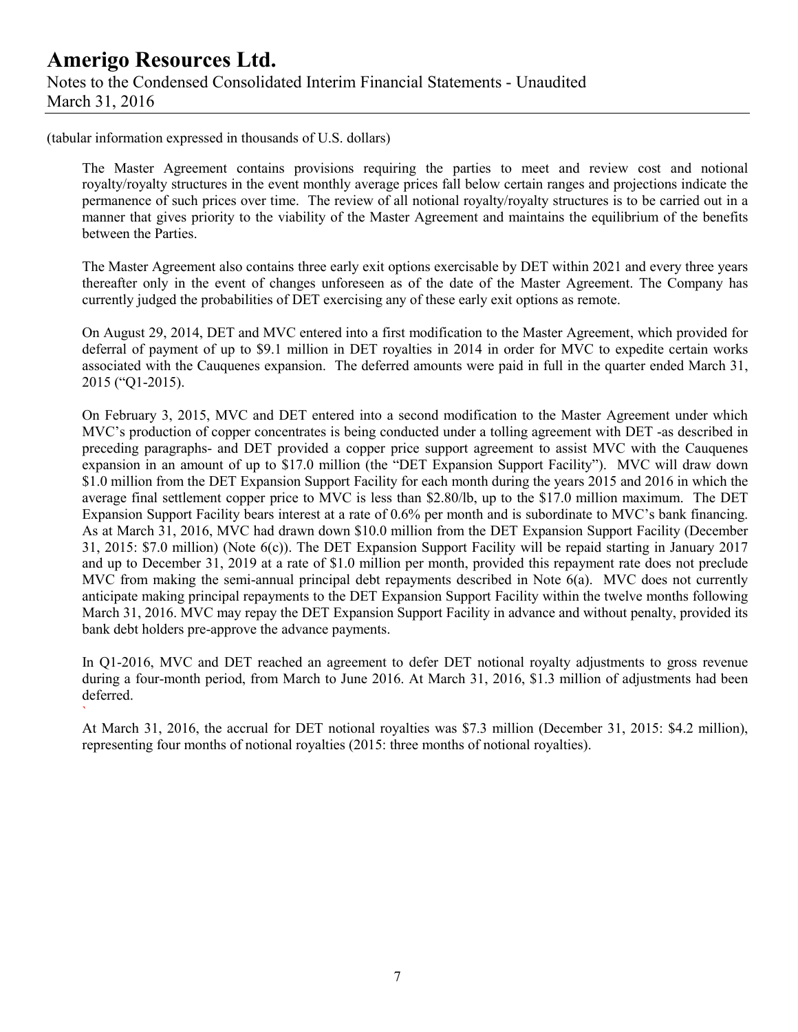(tabular information expressed in thousands of U.S. dollars)

The Master Agreement contains provisions requiring the parties to meet and review cost and notional royalty/royalty structures in the event monthly average prices fall below certain ranges and projections indicate the permanence of such prices over time. The review of all notional royalty/royalty structures is to be carried out in a manner that gives priority to the viability of the Master Agreement and maintains the equilibrium of the benefits between the Parties.

The Master Agreement also contains three early exit options exercisable by DET within 2021 and every three years thereafter only in the event of changes unforeseen as of the date of the Master Agreement. The Company has currently judged the probabilities of DET exercising any of these early exit options as remote.

On August 29, 2014, DET and MVC entered into a first modification to the Master Agreement, which provided for deferral of payment of up to $9.1 million in DET royalties in 2014 in order for MVC to expedite certain works associated with the Cauquenes expansion. The deferred amounts were paid in full in the quarter ended March 31, 2015 ("Q1-2015).

On February 3, 2015, MVC and DET entered into a second modification to the Master Agreement under which MVC's production of copper concentrates is being conducted under a tolling agreement with DET -as described in preceding paragraphs- and DET provided a copper price support agreement to assist MVC with the Cauquenes expansion in an amount of up to $17.0 million (the "DET Expansion Support Facility"). MVC will draw down $1.0 million from the DET Expansion Support Facility for each month during the years 2015 and 2016 in which the average final settlement copper price to MVC is less than $2.80/lb, up to the $17.0 million maximum. The DET Expansion Support Facility bears interest at a rate of 0.6% per month and is subordinate to MVC's bank financing. As at March 31, 2016, MVC had drawn down $10.0 million from the DET Expansion Support Facility (December 31, 2015: $7.0 million) (Note 6(c)). The DET Expansion Support Facility will be repaid starting in January 2017 and up to December 31, 2019 at a rate of $1.0 million per month, provided this repayment rate does not preclude MVC from making the semi-annual principal debt repayments described in Note 6(a). MVC does not currently anticipate making principal repayments to the DET Expansion Support Facility within the twelve months following March 31, 2016. MVC may repay the DET Expansion Support Facility in advance and without penalty, provided its bank debt holders pre-approve the advance payments.

In Q1-2016, MVC and DET reached an agreement to defer DET notional royalty adjustments to gross revenue during a four-month period, from March to June 2016. At March 31, 2016, $1.3 million of adjustments had been deferred.

At March 31, 2016, the accrual for DET notional royalties was $7.3 million (December 31, 2015: $4.2 million), representing four months of notional royalties (2015: three months of notional royalties).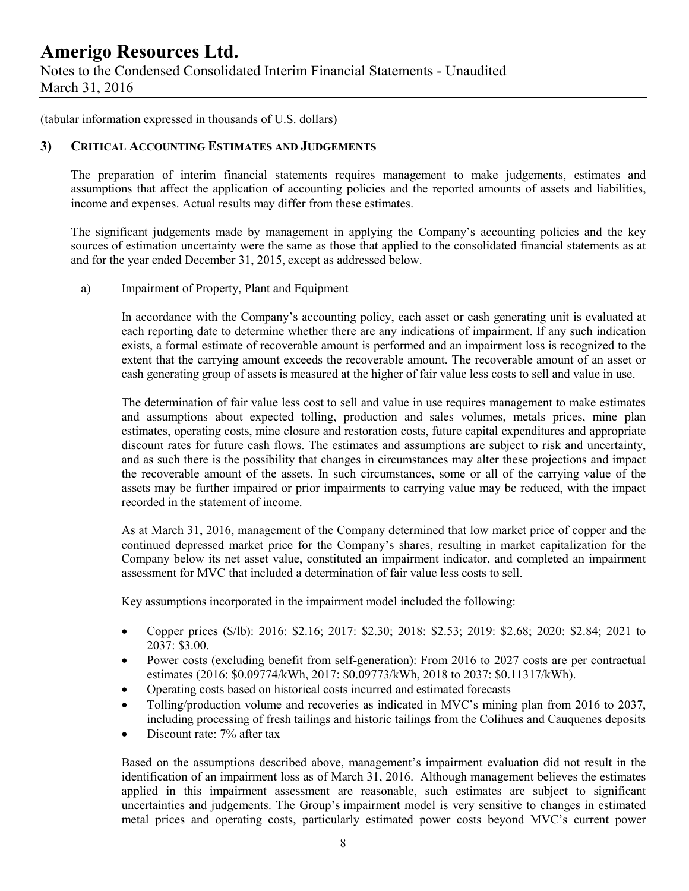(tabular information expressed in thousands of U.S. dollars)

## 3) CRITICAL ACCOUNTING ESTIMATES AND JUDGEMENTS

The preparation of interim financial statements requires management to make judgements, estimates and assumptions that affect the application of accounting policies and the reported amounts of assets and liabilities, income and expenses. Actual results may differ from these estimates.

The significant judgements made by management in applying the Company's accounting policies and the key sources of estimation uncertainty were the same as those that applied to the consolidated financial statements as at and for the year ended December 31, 2015, except as addressed below.

a) Impairment of Property, Plant and Equipment

In accordance with the Company's accounting policy, each asset or cash generating unit is evaluated at each reporting date to determine whether there are any indications of impairment. If any such indication exists, a formal estimate of recoverable amount is performed and an impairment loss is recognized to the extent that the carrying amount exceeds the recoverable amount. The recoverable amount of an asset or cash generating group of assets is measured at the higher of fair value less costs to sell and value in use.

The determination of fair value less cost to sell and value in use requires management to make estimates and assumptions about expected tolling, production and sales volumes, metals prices, mine plan estimates, operating costs, mine closure and restoration costs, future capital expenditures and appropriate discount rates for future cash flows. The estimates and assumptions are subject to risk and uncertainty, and as such there is the possibility that changes in circumstances may alter these projections and impact the recoverable amount of the assets. In such circumstances, some or all of the carrying value of the assets may be further impaired or prior impairments to carrying value may be reduced, with the impact recorded in the statement of income.

As at March 31, 2016, management of the Company determined that low market price of copper and the continued depressed market price for the Company's shares, resulting in market capitalization for the Company below its net asset value, constituted an impairment indicator, and completed an impairment assessment for MVC that included a determination of fair value less costs to sell.

Key assumptions incorporated in the impairment model included the following:

- Copper prices ($/lb): 2016: $2.16; 2017: $2.30; 2018: $2.53; 2019: $2.68; 2020: $2.84; 2021 to 2037: $3.00.
- Power costs (excluding benefit from self-generation): From 2016 to 2027 costs are per contractual estimates (2016: $0.09774/kWh, 2017: $0.09773/kWh, 2018 to 2037: $0.11317/kWh).
- Operating costs based on historical costs incurred and estimated forecasts
- Tolling/production volume and recoveries as indicated in MVC's mining plan from 2016 to 2037, including processing of fresh tailings and historic tailings from the Colihues and Cauquenes deposits
- Discount rate: 7% after tax

Based on the assumptions described above, management's impairment evaluation did not result in the identification of an impairment loss as of March 31, 2016. Although management believes the estimates applied in this impairment assessment are reasonable, such estimates are subject to significant uncertainties and judgements. The Group's impairment model is very sensitive to changes in estimated metal prices and operating costs, particularly estimated power costs beyond MVC's current power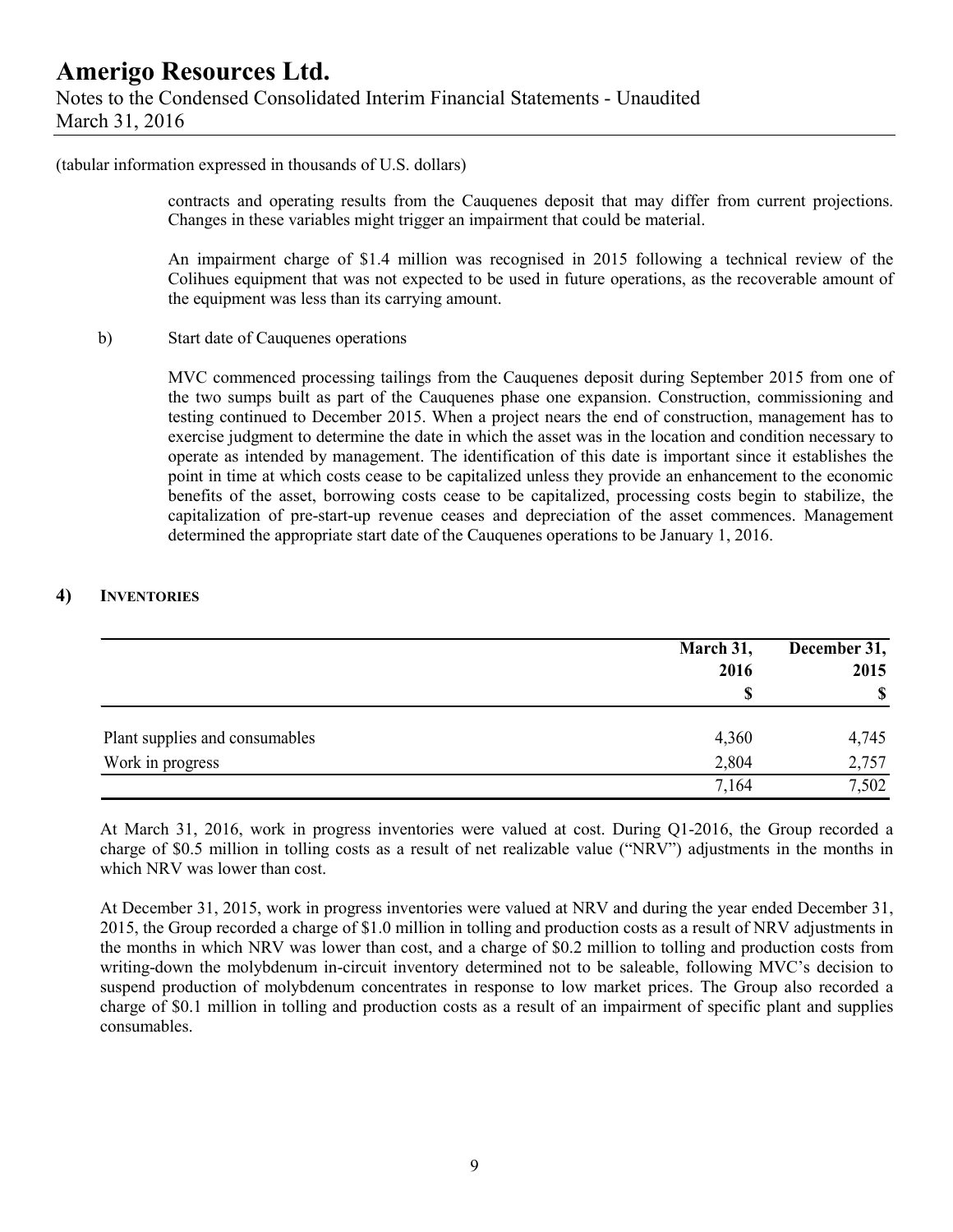(tabular information expressed in thousands of U.S. dollars)

contracts and operating results from the Cauquenes deposit that may differ from current projections. Changes in these variables might trigger an impairment that could be material.

An impairment charge of $1.4 million was recognised in 2015 following a technical review of the Colihues equipment that was not expected to be used in future operations, as the recoverable amount of the equipment was less than its carrying amount.

b) Start date of Cauquenes operations

MVC commenced processing tailings from the Cauquenes deposit during September 2015 from one of the two sumps built as part of the Cauquenes phase one expansion. Construction, commissioning and testing continued to December 2015. When a project nears the end of construction, management has to exercise judgment to determine the date in which the asset was in the location and condition necessary to operate as intended by management. The identification of this date is important since it establishes the point in time at which costs cease to be capitalized unless they provide an enhancement to the economic benefits of the asset, borrowing costs cease to be capitalized, processing costs begin to stabilize, the capitalization of pre-start-up revenue ceases and depreciation of the asset commences. Management determined the appropriate start date of the Cauquenes operations to be January 1, 2016.

## 4) INVENTORIES

| | March 31, 2016 $ | December 31, 2015 $ |
|---|---|---|
| Plant supplies and consumables | 4,360 | 4,745 |
| Work in progress | 2,804 | 2,757 |
| | 7,164 | 7,502 |

At March 31, 2016, work in progress inventories were valued at cost. During Q1-2016, the Group recorded a charge of $0.5 million in tolling costs as a result of net realizable value ("NRV") adjustments in the months in which NRV was lower than cost.

At December 31, 2015, work in progress inventories were valued at NRV and during the year ended December 31, 2015, the Group recorded a charge of $1.0 million in tolling and production costs as a result of NRV adjustments in the months in which NRV was lower than cost, and a charge of $0.2 million to tolling and production costs from writing-down the molybdenum in-circuit inventory determined not to be saleable, following MVC's decision to suspend production of molybdenum concentrates in response to low market prices. The Group also recorded a charge of $0.1 million in tolling and production costs as a result of an impairment of specific plant and supplies consumables.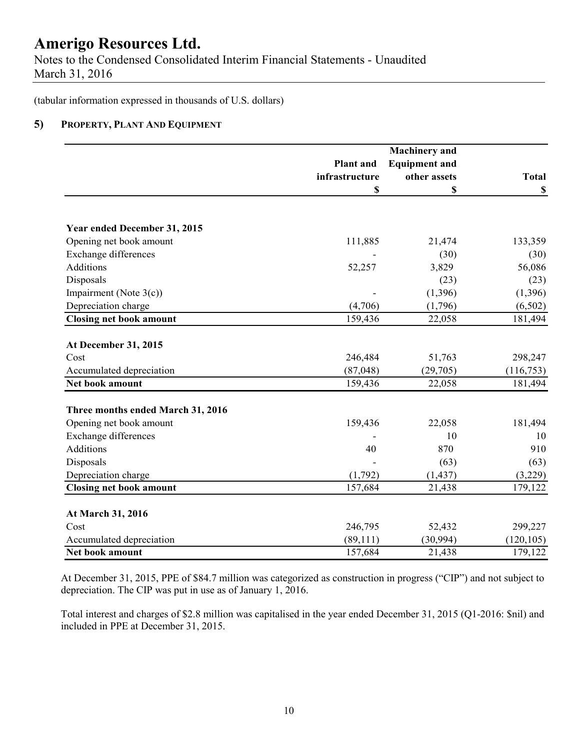(tabular information expressed in thousands of U.S. dollars)

## 5) PROPERTY, PLANT AND EQUIPMENT

| | Plant and infrastructure | Machinery and Equipment and other assets | Total |
|---|---|---|---|
| | $ | $ | $ |
| **Year ended December 31, 2015** | | | |
| Opening net book amount | 111,885 | 21,474 | 133,359 |
| Exchange differences | - | (30) | (30) |
| Additions | 52,257 | 3,829 | 56,086 |
| Disposals | | (23) | (23) |
| Impairment (Note 3(c)) | - | (1,396) | (1,396) |
| Depreciation charge | (4,706) | (1,796) | (6,502) |
| **Closing net book amount** | 159,436 | 22,058 | 181,494 |
| **At December 31, 2015** | | | |
| Cost | 246,484 | 51,763 | 298,247 |
| Accumulated depreciation | (87,048) | (29,705) | (116,753) |
| **Net book amount** | 159,436 | 22,058 | 181,494 |
| **Three months ended March 31, 2016** | | | |
| Opening net book amount | 159,436 | 22,058 | 181,494 |
| Exchange differences | - | 10 | 10 |
| Additions | 40 | 870 | 910 |
| Disposals | - | (63) | (63) |
| Depreciation charge | (1,792) | (1,437) | (3,229) |
| **Closing net book amount** | 157,684 | 21,438 | 179,122 |
| **At March 31, 2016** | | | |
| Cost | 246,795 | 52,432 | 299,227 |
| Accumulated depreciation | (89,111) | (30,994) | (120,105) |
| **Net book amount** | 157,684 | 21,438 | 179,122 |

At December 31, 2015, PPE of $84.7 million was categorized as construction in progress ("CIP") and not subject to depreciation. The CIP was put in use as of January 1, 2016.

Total interest and charges of $2.8 million was capitalised in the year ended December 31, 2015 (Q1-2016: $nil) and included in PPE at December 31, 2015.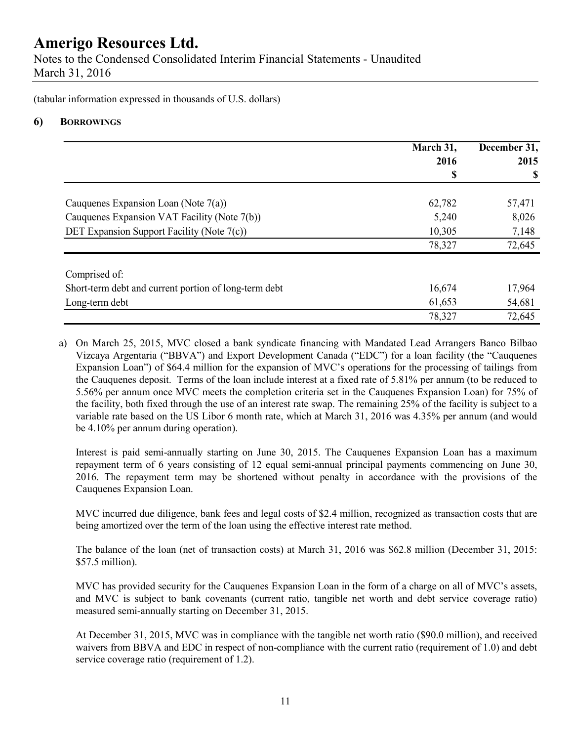(tabular information expressed in thousands of U.S. dollars)

## 6) BORROWINGS

| | March 31, 2016 $ | December 31, 2015 $ |
|---|---|---|
| Cauquenes Expansion Loan (Note 7(a)) | 62,782 | 57,471 |
| Cauquenes Expansion VAT Facility (Note 7(b)) | 5,240 | 8,026 |
| DET Expansion Support Facility (Note 7(c)) | 10,305 | 7,148 |
| | 78,327 | 72,645 |
| Comprised of: | | |
| Short-term debt and current portion of long-term debt | 16,674 | 17,964 |
| Long-term debt | 61,653 | 54,681 |
| | 78,327 | 72,645 |

a) On March 25, 2015, MVC closed a bank syndicate financing with Mandated Lead Arrangers Banco Bilbao Vizcaya Argentaria ("BBVA") and Export Development Canada ("EDC") for a loan facility (the "Cauquenes Expansion Loan") of $64.4 million for the expansion of MVC's operations for the processing of tailings from the Cauquenes deposit. Terms of the loan include interest at a fixed rate of 5.81% per annum (to be reduced to 5.56% per annum once MVC meets the completion criteria set in the Cauquenes Expansion Loan) for 75% of the facility, both fixed through the use of an interest rate swap. The remaining 25% of the facility is subject to a variable rate based on the US Libor 6 month rate, which at March 31, 2016 was 4.35% per annum (and would be 4.10% per annum during operation).

   Interest is paid semi-annually starting on June 30, 2015. The Cauquenes Expansion Loan has a maximum repayment term of 6 years consisting of 12 equal semi-annual principal payments commencing on June 30, 2016. The repayment term may be shortened without penalty in accordance with the provisions of the Cauquenes Expansion Loan.

   MVC incurred due diligence, bank fees and legal costs of $2.4 million, recognized as transaction costs that are being amortized over the term of the loan using the effective interest rate method.

   The balance of the loan (net of transaction costs) at March 31, 2016 was $62.8 million (December 31, 2015: $57.5 million).

   MVC has provided security for the Cauquenes Expansion Loan in the form of a charge on all of MVC's assets, and MVC is subject to bank covenants (current ratio, tangible net worth and debt service coverage ratio) measured semi-annually starting on December 31, 2015.

   At December 31, 2015, MVC was in compliance with the tangible net worth ratio ($90.0 million), and received waivers from BBVA and EDC in respect of non-compliance with the current ratio (requirement of 1.0) and debt service coverage ratio (requirement of 1.2).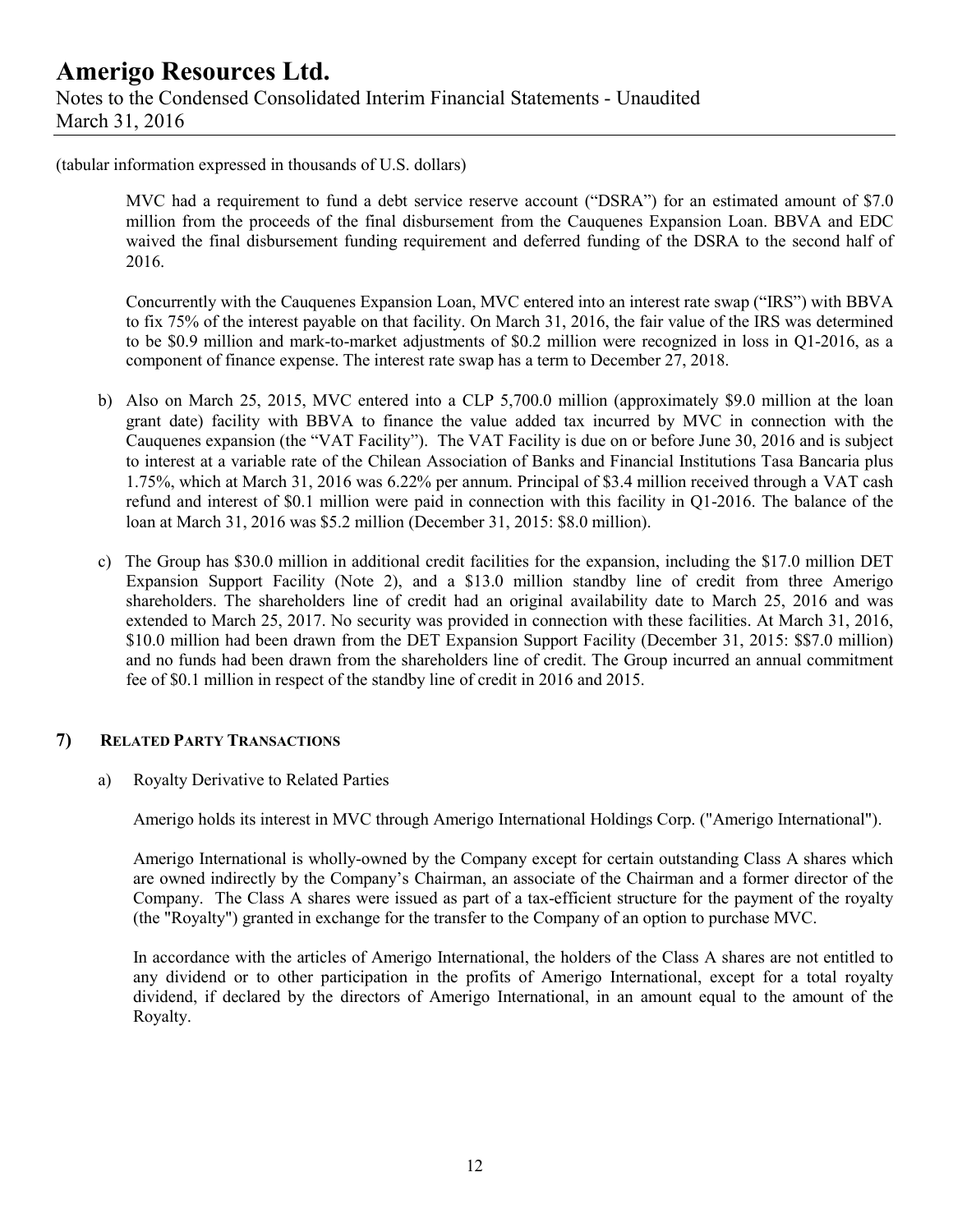(tabular information expressed in thousands of U.S. dollars)

MVC had a requirement to fund a debt service reserve account ("DSRA") for an estimated amount of $7.0 million from the proceeds of the final disbursement from the Cauquenes Expansion Loan. BBVA and EDC waived the final disbursement funding requirement and deferred funding of the DSRA to the second half of 2016.

Concurrently with the Cauquenes Expansion Loan, MVC entered into an interest rate swap ("IRS") with BBVA to fix 75% of the interest payable on that facility. On March 31, 2016, the fair value of the IRS was determined to be $0.9 million and mark-to-market adjustments of $0.2 million were recognized in loss in Q1-2016, as a component of finance expense. The interest rate swap has a term to December 27, 2018.

b) Also on March 25, 2015, MVC entered into a CLP 5,700.0 million (approximately $9.0 million at the loan grant date) facility with BBVA to finance the value added tax incurred by MVC in connection with the Cauquenes expansion (the "VAT Facility"). The VAT Facility is due on or before June 30, 2016 and is subject to interest at a variable rate of the Chilean Association of Banks and Financial Institutions Tasa Bancaria plus 1.75%, which at March 31, 2016 was 6.22% per annum. Principal of $3.4 million received through a VAT cash refund and interest of $0.1 million were paid in connection with this facility in Q1-2016. The balance of the loan at March 31, 2016 was $5.2 million (December 31, 2015: $8.0 million).

c) The Group has $30.0 million in additional credit facilities for the expansion, including the $17.0 million DET Expansion Support Facility (Note 2), and a $13.0 million standby line of credit from three Amerigo shareholders. The shareholders line of credit had an original availability date to March 25, 2016 and was extended to March 25, 2017. No security was provided in connection with these facilities. At March 31, 2016, $10.0 million had been drawn from the DET Expansion Support Facility (December 31, 2015: $$7.0 million) and no funds had been drawn from the shareholders line of credit. The Group incurred an annual commitment fee of $0.1 million in respect of the standby line of credit in 2016 and 2015.

## 7) RELATED PARTY TRANSACTIONS

a) Royalty Derivative to Related Parties

Amerigo holds its interest in MVC through Amerigo International Holdings Corp. ("Amerigo International").

Amerigo International is wholly-owned by the Company except for certain outstanding Class A shares which are owned indirectly by the Company's Chairman, an associate of the Chairman and a former director of the Company. The Class A shares were issued as part of a tax-efficient structure for the payment of the royalty (the "Royalty") granted in exchange for the transfer to the Company of an option to purchase MVC.

In accordance with the articles of Amerigo International, the holders of the Class A shares are not entitled to any dividend or to other participation in the profits of Amerigo International, except for a total royalty dividend, if declared by the directors of Amerigo International, in an amount equal to the amount of the Royalty.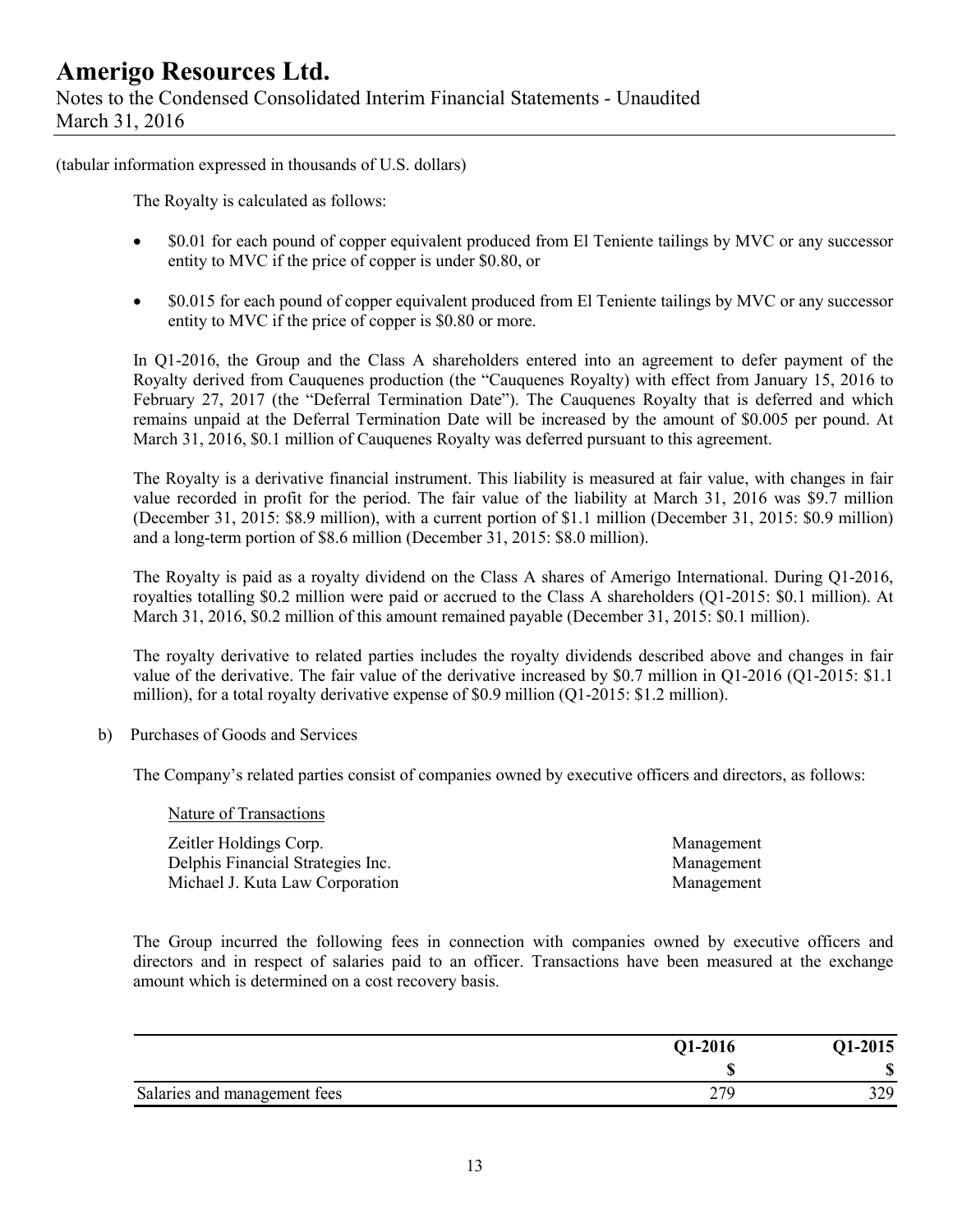(tabular information expressed in thousands of U.S. dollars)

The Royalty is calculated as follows:

- $0.01 for each pound of copper equivalent produced from El Teniente tailings by MVC or any successor entity to MVC if the price of copper is under $0.80, or
- $0.015 for each pound of copper equivalent produced from El Teniente tailings by MVC or any successor entity to MVC if the price of copper is $0.80 or more.

In Q1-2016, the Group and the Class A shareholders entered into an agreement to defer payment of the Royalty derived from Cauquenes production (the "Cauquenes Royalty) with effect from January 15, 2016 to February 27, 2017 (the "Deferral Termination Date"). The Cauquenes Royalty that is deferred and which remains unpaid at the Deferral Termination Date will be increased by the amount of $0.005 per pound. At March 31, 2016, $0.1 million of Cauquenes Royalty was deferred pursuant to this agreement.

The Royalty is a derivative financial instrument. This liability is measured at fair value, with changes in fair value recorded in profit for the period. The fair value of the liability at March 31, 2016 was $9.7 million (December 31, 2015: $8.9 million), with a current portion of $1.1 million (December 31, 2015: $0.9 million) and a long-term portion of $8.6 million (December 31, 2015: $8.0 million).

The Royalty is paid as a royalty dividend on the Class A shares of Amerigo International. During Q1-2016, royalties totalling $0.2 million were paid or accrued to the Class A shareholders (Q1-2015: $0.1 million). At March 31, 2016, $0.2 million of this amount remained payable (December 31, 2015: $0.1 million).

The royalty derivative to related parties includes the royalty dividends described above and changes in fair value of the derivative. The fair value of the derivative increased by $0.7 million in Q1-2016 (Q1-2015: $1.1 million), for a total royalty derivative expense of $0.9 million (Q1-2015: $1.2 million).

b) Purchases of Goods and Services

The Company's related parties consist of companies owned by executive officers and directors, as follows:

| | Nature of Transactions |
|---|---|
| Zeitler Holdings Corp. | Management |
| Delphis Financial Strategies Inc. | Management |
| Michael J. Kuta Law Corporation | Management |

The Group incurred the following fees in connection with companies owned by executive officers and directors and in respect of salaries paid to an officer. Transactions have been measured at the exchange amount which is determined on a cost recovery basis.

| | Q1-2016 | Q1-2015 |
|---|---|---|
| | $ | $ |
| Salaries and management fees | 279 | 329 |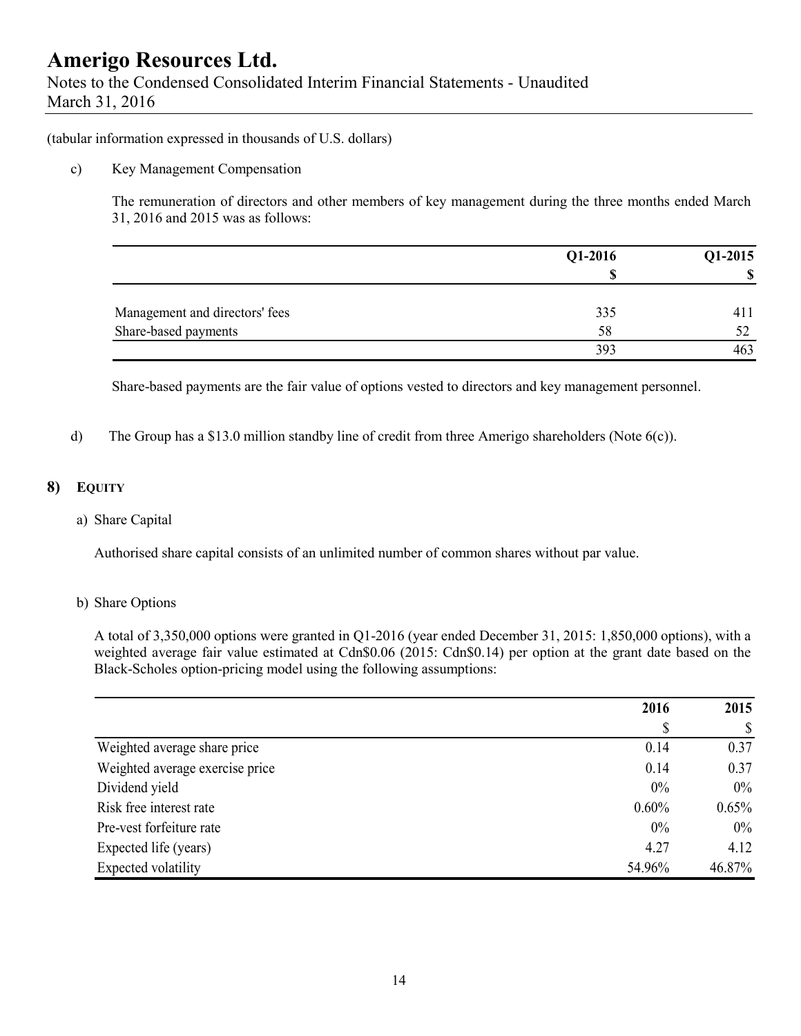(tabular information expressed in thousands of U.S. dollars)

c) Key Management Compensation

The remuneration of directors and other members of key management during the three months ended March 31, 2016 and 2015 was as follows:

| | Q1-2016 | Q1-2015 |
|---|---|---|
| | $ | $ |
| Management and directors' fees | 335 | 411 |
| Share-based payments | 58 | 52 |
| | 393 | 463 |

Share-based payments are the fair value of options vested to directors and key management personnel.

d) The Group has a $13.0 million standby line of credit from three Amerigo shareholders (Note 6(c)).

## 8) EQUITY

a) Share Capital

Authorised share capital consists of an unlimited number of common shares without par value.

b) Share Options

A total of 3,350,000 options were granted in Q1-2016 (year ended December 31, 2015: 1,850,000 options), with a weighted average fair value estimated at Cdn$0.06 (2015: Cdn$0.14) per option at the grant date based on the Black-Scholes option-pricing model using the following assumptions:

| | 2016 | 2015 |
|---|---|---|
| | $ | $ |
| Weighted average share price | 0.14 | 0.37 |
| Weighted average exercise price | 0.14 | 0.37 |
| Dividend yield | 0% | 0% |
| Risk free interest rate | 0.60% | 0.65% |
| Pre-vest forfeiture rate | 0% | 0% |
| Expected life (years) | 4.27 | 4.12 |
| Expected volatility | 54.96% | 46.87% |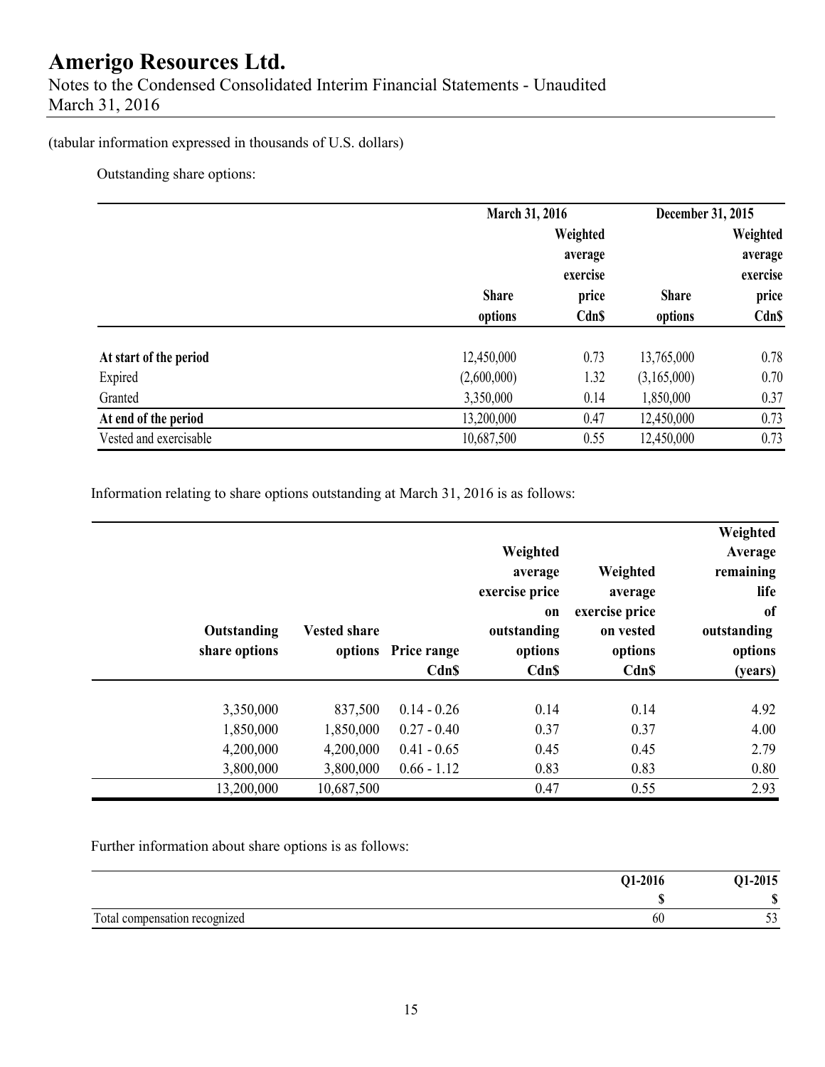(tabular information expressed in thousands of U.S. dollars)

Outstanding share options:

| | March 31, 2016 | | December 31, 2015 | |
|---|---|---|---|---|
| | Share options | Weighted average exercise price Cdn$ | Share options | Weighted average exercise price Cdn$ |
| **At start of the period** | 12,450,000 | 0.73 | 13,765,000 | 0.78 |
| Expired | (2,600,000) | 1.32 | (3,165,000) | 0.70 |
| Granted | 3,350,000 | 0.14 | 1,850,000 | 0.37 |
| **At end of the period** | 13,200,000 | 0.47 | 12,450,000 | 0.73 |
| Vested and exercisable | 10,687,500 | 0.55 | 12,450,000 | 0.73 |

Information relating to share options outstanding at March 31, 2016 is as follows:

| Outstanding share options | Vested share options | Price range Cdn$ | Weighted average exercise price on outstanding options Cdn$ | Weighted average exercise price on vested options Cdn$ | Weighted Average remaining life of outstanding options (years) |
|---|---|---|---|---|---|
| 3,350,000 | 837,500 | 0.14 - 0.26 | 0.14 | 0.14 | 4.92 |
| 1,850,000 | 1,850,000 | 0.27 - 0.40 | 0.37 | 0.37 | 4.00 |
| 4,200,000 | 4,200,000 | 0.41 - 0.65 | 0.45 | 0.45 | 2.79 |
| 3,800,000 | 3,800,000 | 0.66 - 1.12 | 0.83 | 0.83 | 0.80 |
| 13,200,000 | 10,687,500 | | 0.47 | 0.55 | 2.93 |

Further information about share options is as follows:

| | Q1-2016 | Q1-2015 |
|---|---|---|
| | $ | $ |
| Total compensation recognized | 60 | 53 |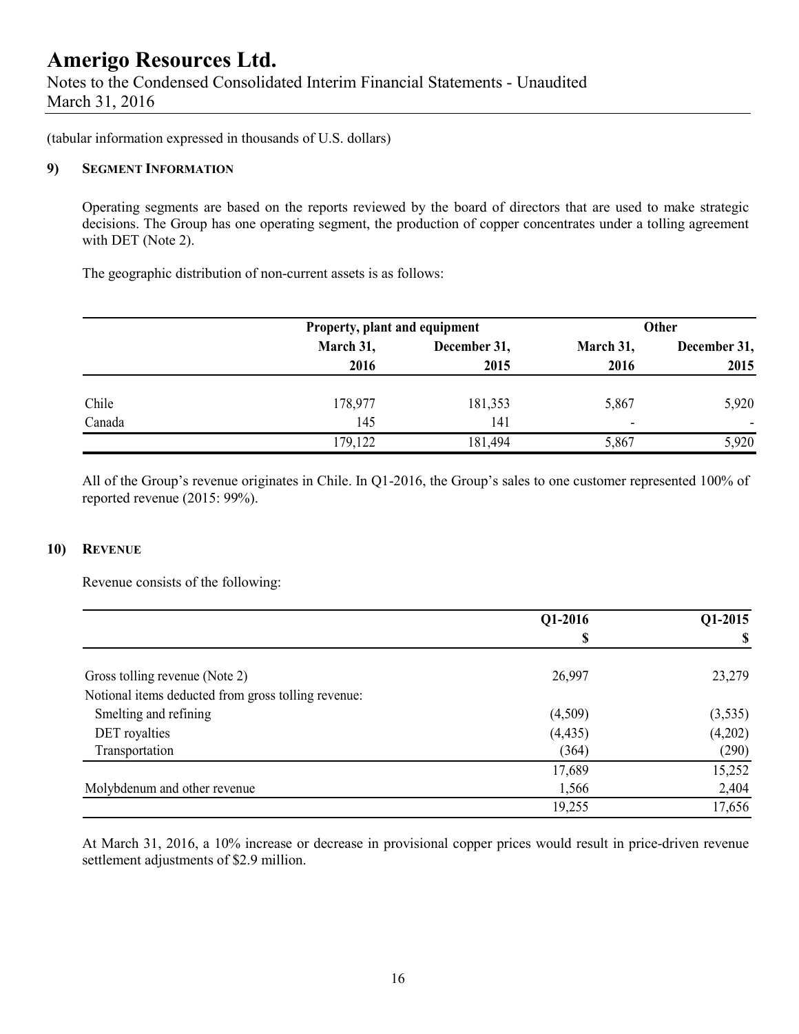# Amerigo Resources Ltd.

Notes to the Condensed Consolidated Interim Financial Statements - Unaudited
March 31, 2016

(tabular information expressed in thousands of U.S. dollars)

## 9) SEGMENT INFORMATION

Operating segments are based on the reports reviewed by the board of directors that are used to make strategic decisions. The Group has one operating segment, the production of copper concentrates under a tolling agreement with DET (Note 2).

The geographic distribution of non-current assets is as follows:

| | Property, plant and equipment | | Other | |
|---|---|---|---|---|
| | March 31, 2016 | December 31, 2015 | March 31, 2016 | December 31, 2015 |
| Chile | 178,977 | 181,353 | 5,867 | 5,920 |
| Canada | 145 | 141 | - | - |
| | 179,122 | 181,494 | 5,867 | 5,920 |

All of the Group's revenue originates in Chile. In Q1-2016, the Group's sales to one customer represented 100% of reported revenue (2015: 99%).

## 10) REVENUE

Revenue consists of the following:

| | Q1-2016 $ | Q1-2015 $ |
|---|---|---|
| Gross tolling revenue (Note 2) | 26,997 | 23,279 |
| Notional items deducted from gross tolling revenue: | | |
| Smelting and refining | (4,509) | (3,535) |
| DET royalties | (4,435) | (4,202) |
| Transportation | (364) | (290) |
| | 17,689 | 15,252 |
| Molybdenum and other revenue | 1,566 | 2,404 |
| | 19,255 | 17,656 |

At March 31, 2016, a 10% increase or decrease in provisional copper prices would result in price-driven revenue settlement adjustments of $2.9 million.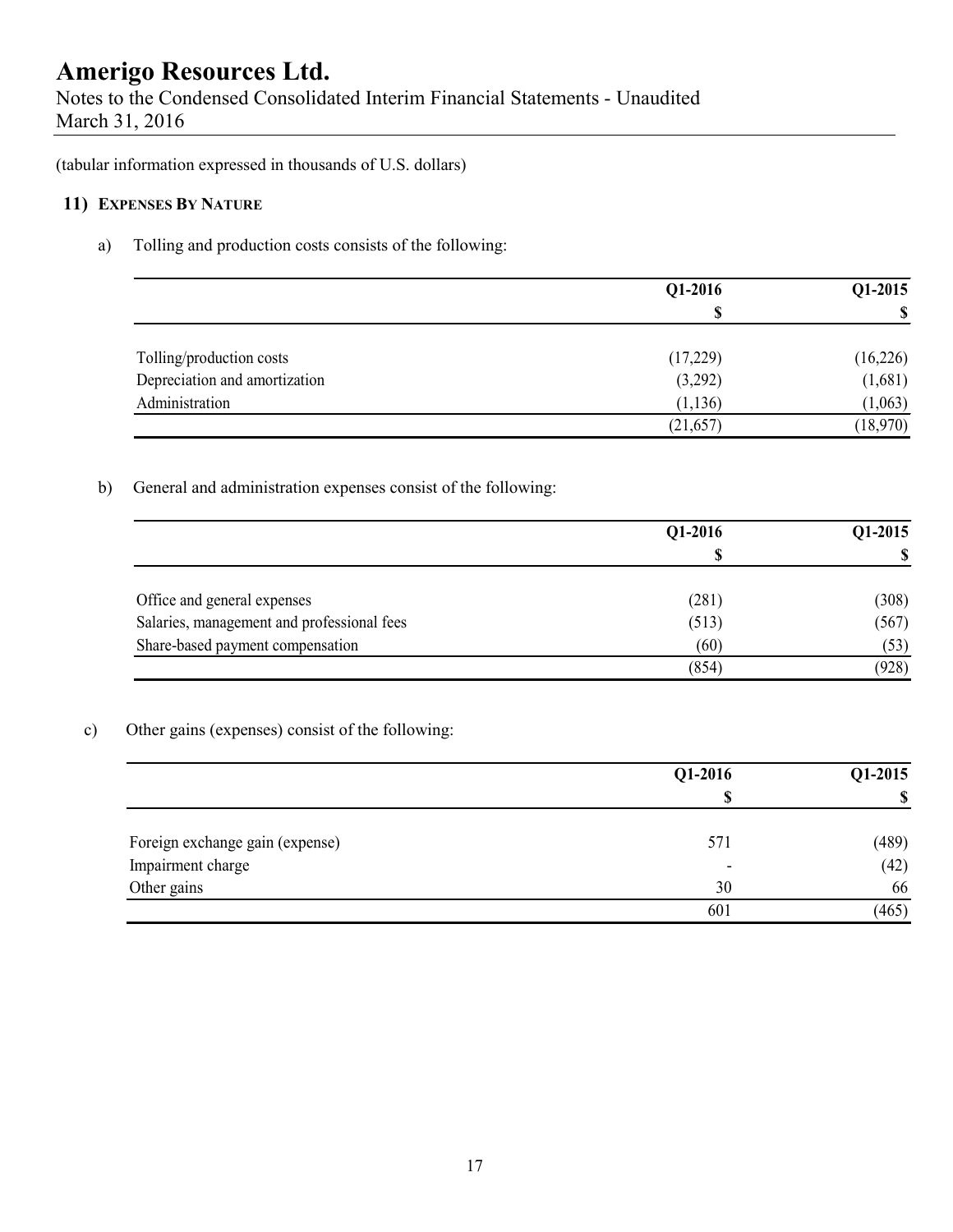(tabular information expressed in thousands of U.S. dollars)

## 11) EXPENSES BY NATURE

a) Tolling and production costs consists of the following:

| | Q1-2016 | Q1-2015 |
|---|---|---|
| | $ | $ |
| Tolling/production costs | (17,229) | (16,226) |
| Depreciation and amortization | (3,292) | (1,681) |
| Administration | (1,136) | (1,063) |
| | (21,657) | (18,970) |

b) General and administration expenses consist of the following:

| | Q1-2016 | Q1-2015 |
|---|---|---|
| | $ | $ |
| Office and general expenses | (281) | (308) |
| Salaries, management and professional fees | (513) | (567) |
| Share-based payment compensation | (60) | (53) |
| | (854) | (928) |

c) Other gains (expenses) consist of the following:

| | Q1-2016 | Q1-2015 |
|---|---|---|
| | $ | $ |
| Foreign exchange gain (expense) | 571 | (489) |
| Impairment charge | - | (42) |
| Other gains | 30 | 66 |
| | 601 | (465) |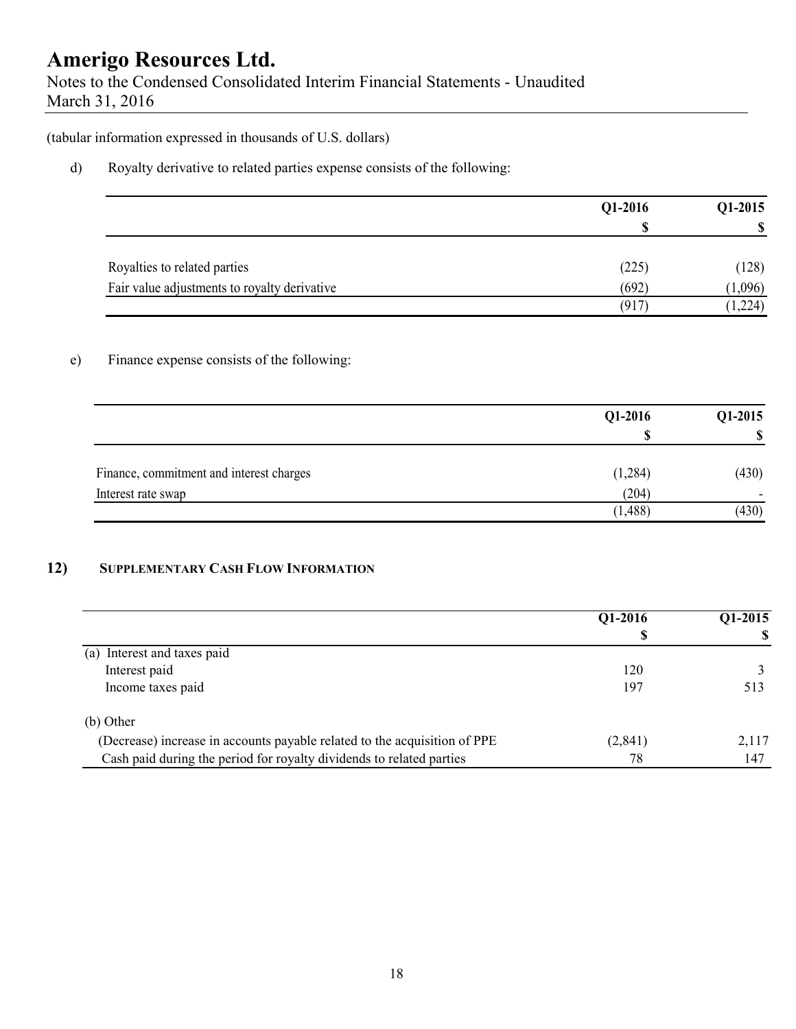(tabular information expressed in thousands of U.S. dollars)

d) Royalty derivative to related parties expense consists of the following:

| | Q1-2016 | Q1-2015 |
|---|---|---|
| | $ | $ |
| Royalties to related parties | (225) | (128) |
| Fair value adjustments to royalty derivative | (692) | (1,096) |
| | (917) | (1,224) |

e) Finance expense consists of the following:

| | Q1-2016 | Q1-2015 |
|---|---|---|
| | $ | $ |
| Finance, commitment and interest charges | (1,284) | (430) |
| Interest rate swap | (204) | - |
| | (1,488) | (430) |

## 12) SUPPLEMENTARY CASH FLOW INFORMATION

| | Q1-2016 | Q1-2015 |
|---|---|---|
| | $ | $ |
| (a) Interest and taxes paid | | |
| Interest paid | 120 | 3 |
| Income taxes paid | 197 | 513 |
| (b) Other | | |
| (Decrease) increase in accounts payable related to the acquisition of PPE | (2,841) | 2,117 |
| Cash paid during the period for royalty dividends to related parties | 78 | 147 |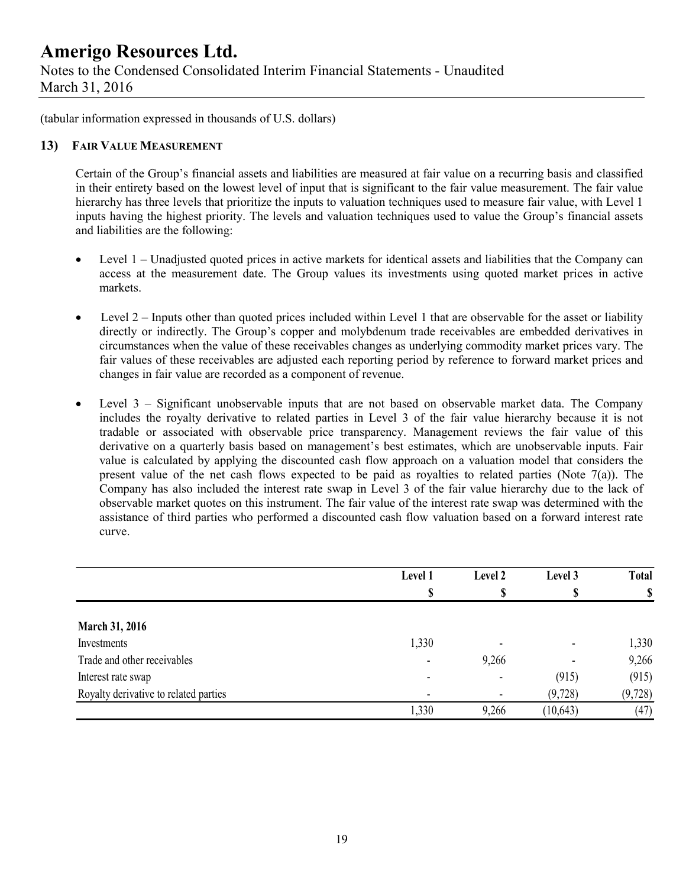(tabular information expressed in thousands of U.S. dollars)

## 13) FAIR VALUE MEASUREMENT

Certain of the Group's financial assets and liabilities are measured at fair value on a recurring basis and classified in their entirety based on the lowest level of input that is significant to the fair value measurement. The fair value hierarchy has three levels that prioritize the inputs to valuation techniques used to measure fair value, with Level 1 inputs having the highest priority. The levels and valuation techniques used to value the Group's financial assets and liabilities are the following:

- Level 1 – Unadjusted quoted prices in active markets for identical assets and liabilities that the Company can access at the measurement date. The Group values its investments using quoted market prices in active markets.

- Level 2 – Inputs other than quoted prices included within Level 1 that are observable for the asset or liability directly or indirectly. The Group's copper and molybdenum trade receivables are embedded derivatives in circumstances when the value of these receivables changes as underlying commodity market prices vary. The fair values of these receivables are adjusted each reporting period by reference to forward market prices and changes in fair value are recorded as a component of revenue.

- Level 3 – Significant unobservable inputs that are not based on observable market data. The Company includes the royalty derivative to related parties in Level 3 of the fair value hierarchy because it is not tradable or associated with observable price transparency. Management reviews the fair value of this derivative on a quarterly basis based on management's best estimates, which are unobservable inputs. Fair value is calculated by applying the discounted cash flow approach on a valuation model that considers the present value of the net cash flows expected to be paid as royalties to related parties (Note 7(a)). The Company has also included the interest rate swap in Level 3 of the fair value hierarchy due to the lack of observable market quotes on this instrument. The fair value of the interest rate swap was determined with the assistance of third parties who performed a discounted cash flow valuation based on a forward interest rate curve.

| | Level 1 | Level 2 | Level 3 | Total |
|---|---|---|---|---|
| | $ | $ | $ | $ |
| **March 31, 2016** | | | | |
| Investments | 1,330 | - | - | 1,330 |
| Trade and other receivables | - | 9,266 | - | 9,266 |
| Interest rate swap | - | - | (915) | (915) |
| Royalty derivative to related parties | - | - | (9,728) | (9,728) |
| | 1,330 | 9,266 | (10,643) | (47) |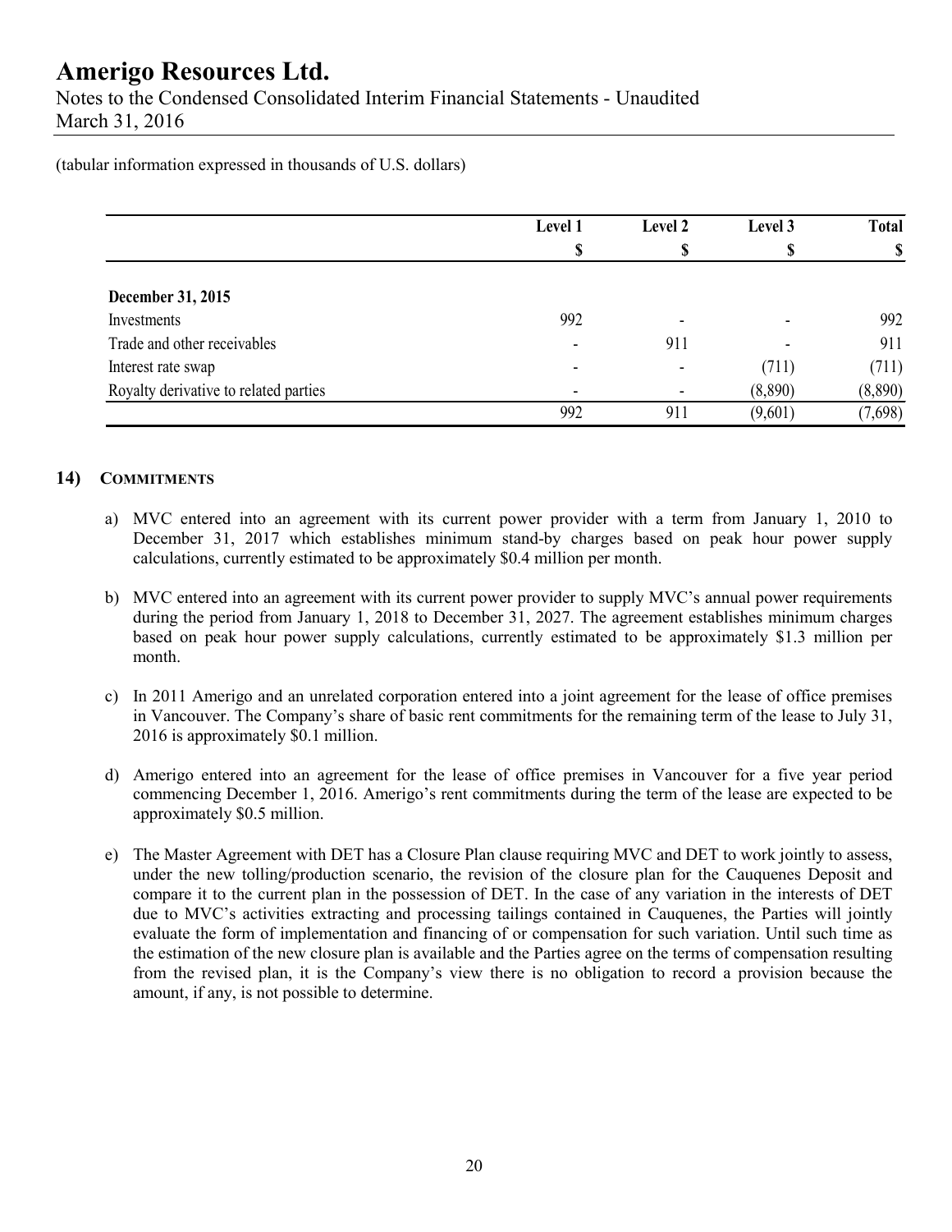(tabular information expressed in thousands of U.S. dollars)

| | Level 1 | Level 2 | Level 3 | Total |
|---|---|---|---|---|
| | $ | $ | $ | $ |
| **December 31, 2015** | | | | |
| Investments | 992 | - | - | 992 |
| Trade and other receivables | - | 911 | - | 911 |
| Interest rate swap | - | - | (711) | (711) |
| Royalty derivative to related parties | - | - | (8,890) | (8,890) |
| | 992 | 911 | (9,601) | (7,698) |

## 14) COMMITMENTS

a) MVC entered into an agreement with its current power provider with a term from January 1, 2010 to December 31, 2017 which establishes minimum stand-by charges based on peak hour power supply calculations, currently estimated to be approximately $0.4 million per month.

b) MVC entered into an agreement with its current power provider to supply MVC's annual power requirements during the period from January 1, 2018 to December 31, 2027. The agreement establishes minimum charges based on peak hour power supply calculations, currently estimated to be approximately $1.3 million per month.

c) In 2011 Amerigo and an unrelated corporation entered into a joint agreement for the lease of office premises in Vancouver. The Company's share of basic rent commitments for the remaining term of the lease to July 31, 2016 is approximately $0.1 million.

d) Amerigo entered into an agreement for the lease of office premises in Vancouver for a five year period commencing December 1, 2016. Amerigo's rent commitments during the term of the lease are expected to be approximately $0.5 million.

e) The Master Agreement with DET has a Closure Plan clause requiring MVC and DET to work jointly to assess, under the new tolling/production scenario, the revision of the closure plan for the Cauquenes Deposit and compare it to the current plan in the possession of DET. In the case of any variation in the interests of DET due to MVC's activities extracting and processing tailings contained in Cauquenes, the Parties will jointly evaluate the form of implementation and financing of or compensation for such variation. Until such time as the estimation of the new closure plan is available and the Parties agree on the terms of compensation resulting from the revised plan, it is the Company's view there is no obligation to record a provision because the amount, if any, is not possible to determine.